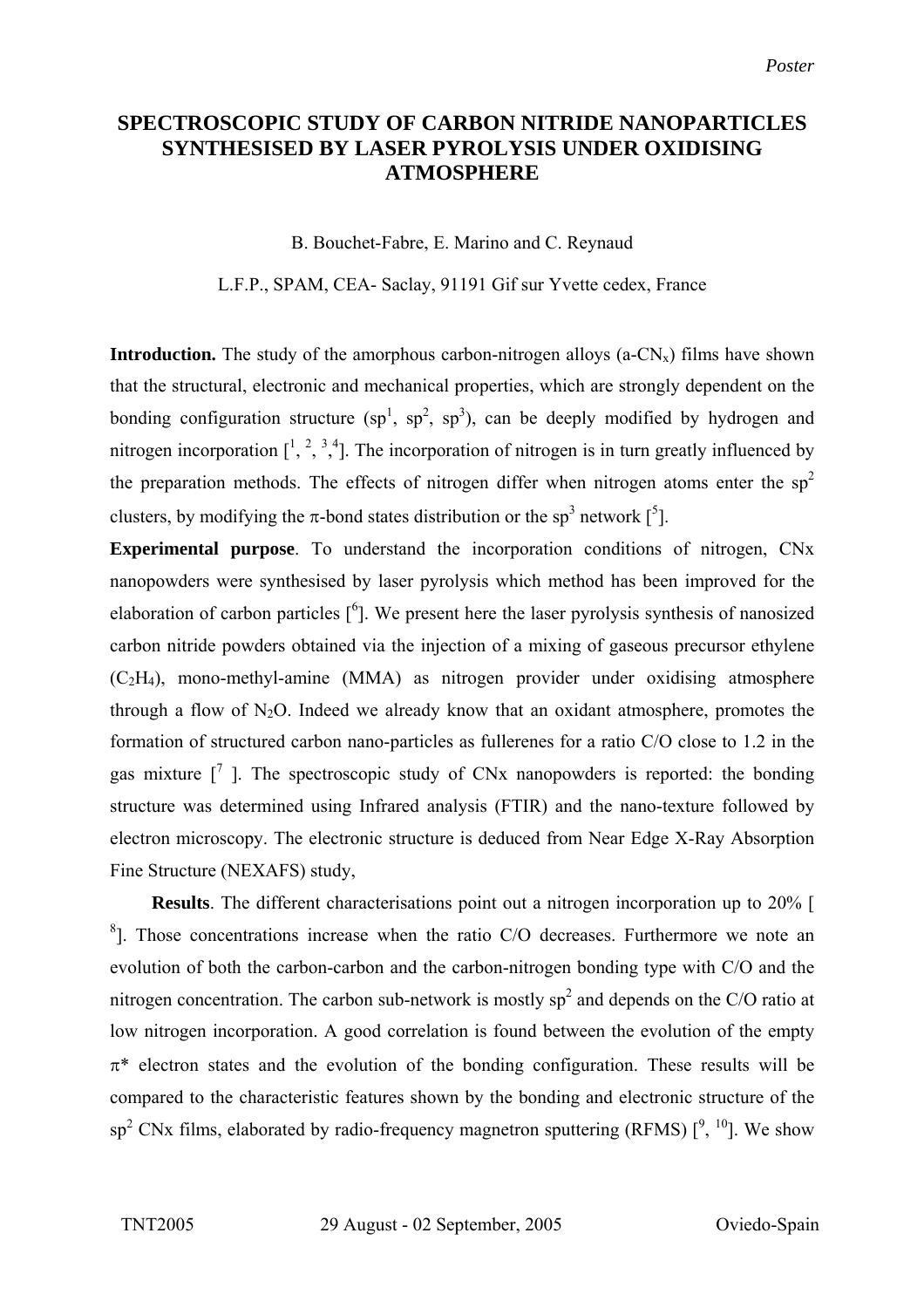# SPECTROSCOPIC STUDY OF CARBON NITRIDE NANOPARTICLES SYNTHESISED BY LASER PYROLYSIS UNDER OXIDISING ATMOSPHERE

B. Bouchet-Fabre, E. Marino and C. Reynaud

L.F.P., SPAM, CEA- Saclay, 91191 Gif sur Yvette cedex, France

**Introduction.** The study of the amorphous carbon-nitrogen alloys (a-$CN_x$) films have shown that the structural, electronic and mechanical properties, which are strongly dependent on the bonding configuration structure ($sp^1$, $sp^2$, $sp^3$), can be deeply modified by hydrogen and nitrogen incorporation [[1], [2], [3],[4]]. The incorporation of nitrogen is in turn greatly influenced by the preparation methods. The effects of nitrogen differ when nitrogen atoms enter the $sp^2$ clusters, by modifying the $\pi$-bond states distribution or the $sp^3$ network [[5]].

**Experimental purpose**. To understand the incorporation conditions of nitrogen, CNx nanopowders were synthesised by laser pyrolysis which method has been improved for the elaboration of carbon particles [[6]]. We present here the laser pyrolysis synthesis of nanosized carbon nitride powders obtained via the injection of a mixing of gaseous precursor ethylene ($C_2H_4$), mono-methyl-amine (MMA) as nitrogen provider under oxidising atmosphere through a flow of $N_2O$. Indeed we already know that an oxidant atmosphere, promotes the formation of structured carbon nano-particles as fullerenes for a ratio C/O close to 1.2 in the gas mixture [[7] ]. The spectroscopic study of CNx nanopowders is reported: the bonding structure was determined using Infrared analysis (FTIR) and the nano-texture followed by electron microscopy. The electronic structure is deduced from Near Edge X-Ray Absorption Fine Structure (NEXAFS) study,

**Results**. The different characterisations point out a nitrogen incorporation up to 20% [ [8]]. Those concentrations increase when the ratio C/O decreases. Furthermore we note an evolution of both the carbon-carbon and the carbon-nitrogen bonding type with C/O and the nitrogen concentration. The carbon sub-network is mostly $sp^2$ and depends on the C/O ratio at low nitrogen incorporation. A good correlation is found between the evolution of the empty $\pi^*$ electron states and the evolution of the bonding configuration. These results will be compared to the characteristic features shown by the bonding and electronic structure of the $sp^2$ CNx films, elaborated by radio-frequency magnetron sputtering (RFMS) [[9], [10]]. We show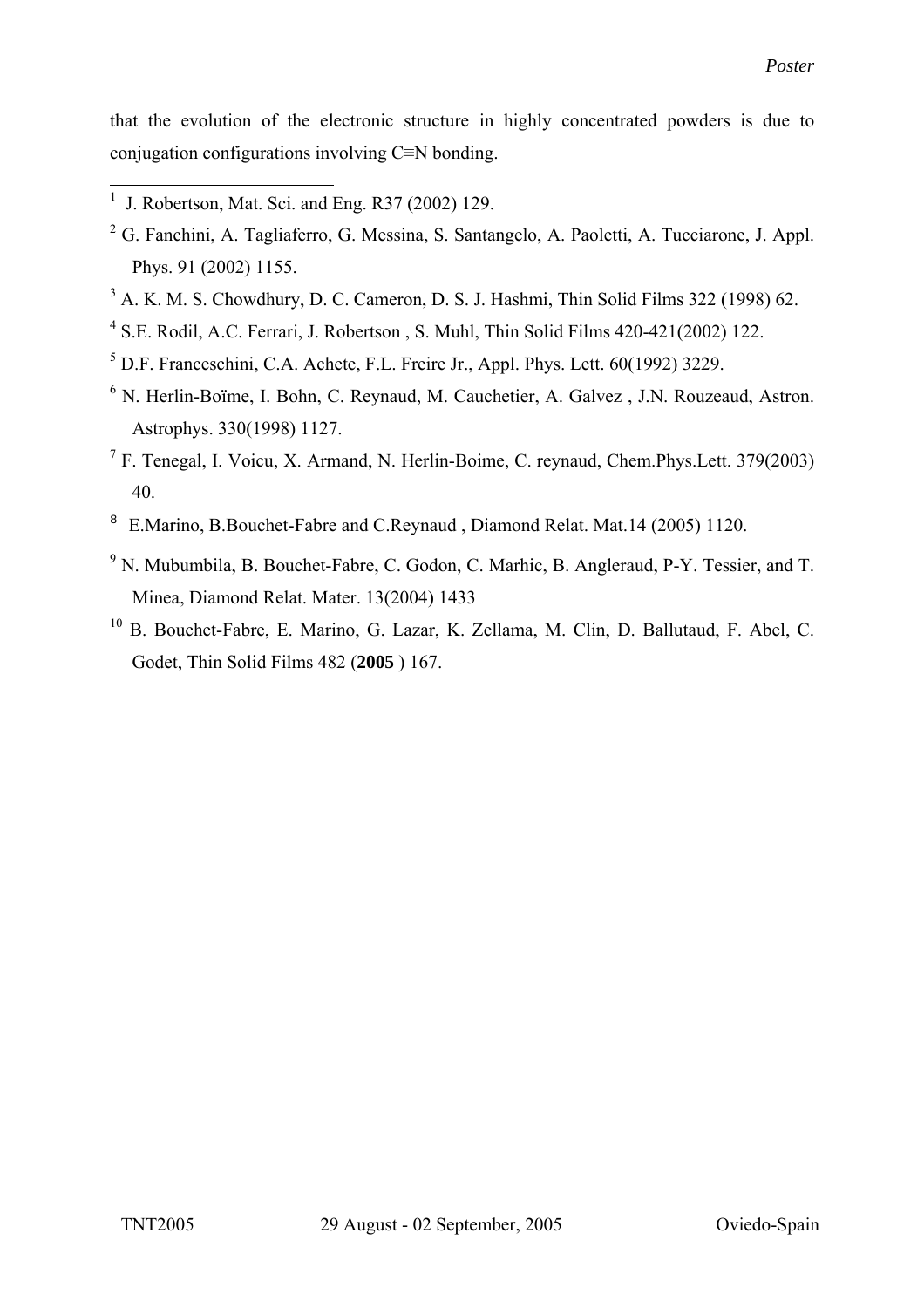that the evolution of the electronic structure in highly concentrated powders is due to conjugation configurations involving C≡N bonding.

---

[1] J. Robertson, Mat. Sci. and Eng. R37 (2002) 129.

[2] G. Fanchini, A. Tagliaferro, G. Messina, S. Santangelo, A. Paoletti, A. Tucciarone, J. Appl. Phys. 91 (2002) 1155.

[3] A. K. M. S. Chowdhury, D. C. Cameron, D. S. J. Hashmi, Thin Solid Films 322 (1998) 62.

[4] S.E. Rodil, A.C. Ferrari, J. Robertson , S. Muhl, Thin Solid Films 420-421(2002) 122.

[5] D.F. Franceschini, C.A. Achete, F.L. Freire Jr., Appl. Phys. Lett. 60(1992) 3229.

[6] N. Herlin-Boïme, I. Bohn, C. Reynaud, M. Cauchetier, A. Galvez , J.N. Rouzeaud, Astron. Astrophys. 330(1998) 1127.

[7] F. Tenegal, I. Voicu, X. Armand, N. Herlin-Boime, C. reynaud, Chem.Phys.Lett. 379(2003) 40.

[8] E.Marino, B.Bouchet-Fabre and C.Reynaud , Diamond Relat. Mat.14 (2005) 1120.

[9] N. Mubumbila, B. Bouchet-Fabre, C. Godon, C. Marhic, B. Angleraud, P-Y. Tessier, and T. Minea, Diamond Relat. Mater. 13(2004) 1433

[10] B. Bouchet-Fabre, E. Marino, G. Lazar, K. Zellama, M. Clin, D. Ballutaud, F. Abel, C. Godet, Thin Solid Films 482 (**2005** ) 167.